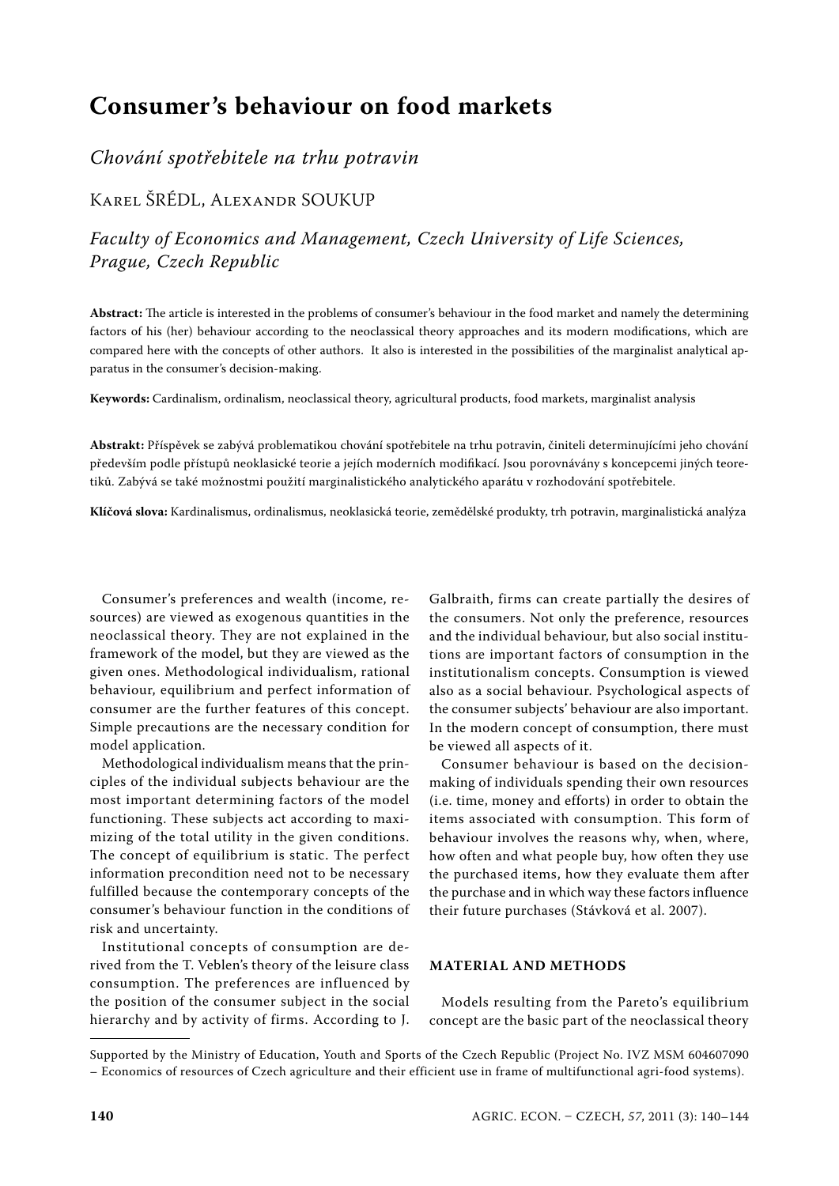# Consumer's behaviour on food markets

*Chování spotřebitele na trhu potravin*

Karel ŠRÉDL, Alexandr SOUKUP

*Faculty of Economics and Management, Czech University of Life Sciences, Prague, Czech Republic*

**Abstract:** The article is interested in the problems of consumer's behaviour in the food market and namely the determining factors of his (her) behaviour according to the neoclassical theory approaches and its modern modifications, which are compared here with the concepts of other authors. It also is interested in the possibilities of the marginalist analytical apparatus in the consumer's decision-making.

**Keywords:** Cardinalism, ordinalism, neoclassical theory, agricultural products, food markets, marginalist analysis

**Abstrakt:** Příspěvek se zabývá problematikou chování spotřebitele na trhu potravin, činiteli determinujícími jeho chování především podle přístupů neoklasické teorie a jejích moderních modifikací. Jsou porovnávány s koncepcemi jiných teoretiků. Zabývá se také možnostmi použití marginalistického analytického aparátu v rozhodování spotřebitele.

**Klíčová slova:** Kardinalismus, ordinalismus, neoklasická teorie, zemědělské produkty, trh potravin, marginalistická analýza

Consumer's preferences and wealth (income, resources) are viewed as exogenous quantities in the neoclassical theory. They are not explained in the framework of the model, but they are viewed as the given ones. Methodological individualism, rational behaviour, equilibrium and perfect information of consumer are the further features of this concept. Simple precautions are the necessary condition for model application.

Methodological individualism means that the principles of the individual subjects behaviour are the most important determining factors of the model functioning. These subjects act according to maximizing of the total utility in the given conditions. The concept of equilibrium is static. The perfect information precondition need not to be necessary fulfilled because the contemporary concepts of the consumer's behaviour function in the conditions of risk and uncertainty.

Institutional concepts of consumption are derived from the T. Veblen's theory of the leisure class consumption. The preferences are influenced by the position of the consumer subject in the social hierarchy and by activity of firms. According to J. Galbraith, firms can create partially the desires of the consumers. Not only the preference, resources and the individual behaviour, but also social institutions are important factors of consumption in the institutionalism concepts. Consumption is viewed also as a social behaviour. Psychological aspects of the consumer subjects' behaviour are also important. In the modern concept of consumption, there must be viewed all aspects of it.

Consumer behaviour is based on the decision-making of individuals spending their own resources (i.e. time, money and efforts) in order to obtain the items associated with consumption. This form of behaviour involves the reasons why, when, where, how often and what people buy, how often they use the purchased items, how they evaluate them after the purchase and in which way these factors influence their future purchases (Stávková et al. 2007).

## MATERIAL AND METHODS

Models resulting from the Pareto's equilibrium concept are the basic part of the neoclassical theory

Supported by the Ministry of Education, Youth and Sports of the Czech Republic (Project No. IVZ MSM 604607090 – Economics of resources of Czech agriculture and their efficient use in frame of multifunctional agri-food systems).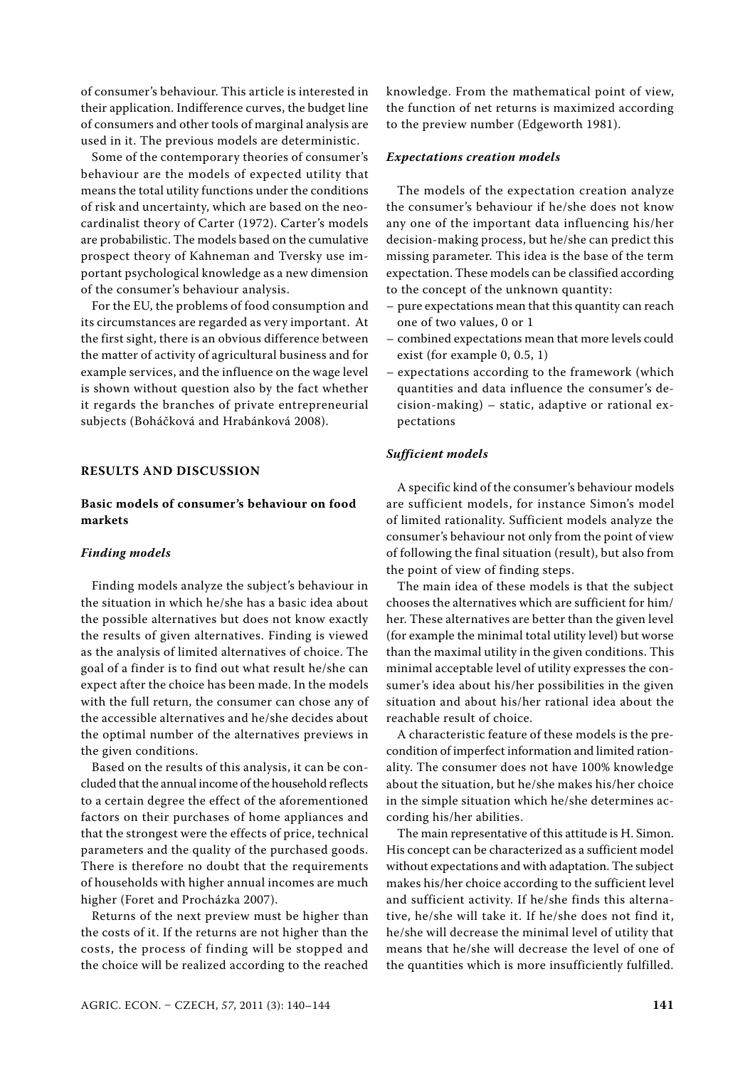of consumer's behaviour. This article is interested in their application. Indifference curves, the budget line of consumers and other tools of marginal analysis are used in it. The previous models are deterministic.

Some of the contemporary theories of consumer's behaviour are the models of expected utility that means the total utility functions under the conditions of risk and uncertainty, which are based on the neo-cardinalist theory of Carter (1972). Carter's models are probabilistic. The models based on the cumulative prospect theory of Kahneman and Tversky use important psychological knowledge as a new dimension of the consumer's behaviour analysis.

For the EU, the problems of food consumption and its circumstances are regarded as very important. At the first sight, there is an obvious difference between the matter of activity of agricultural business and for example services, and the influence on the wage level is shown without question also by the fact whether it regards the branches of private entrepreneurial subjects (Boháčková and Hrabánková 2008).

## RESULTS AND DISCUSSION

### Basic models of consumer's behaviour on food markets

#### *Finding models*

Finding models analyze the subject's behaviour in the situation in which he/she has a basic idea about the possible alternatives but does not know exactly the results of given alternatives. Finding is viewed as the analysis of limited alternatives of choice. The goal of a finder is to find out what result he/she can expect after the choice has been made. In the models with the full return, the consumer can chose any of the accessible alternatives and he/she decides about the optimal number of the alternatives previews in the given conditions.

Based on the results of this analysis, it can be concluded that the annual income of the household reflects to a certain degree the effect of the aforementioned factors on their purchases of home appliances and that the strongest were the effects of price, technical parameters and the quality of the purchased goods. There is therefore no doubt that the requirements of households with higher annual incomes are much higher (Foret and Procházka 2007).

Returns of the next preview must be higher than the costs of it. If the returns are not higher than the costs, the process of finding will be stopped and the choice will be realized according to the reached knowledge. From the mathematical point of view, the function of net returns is maximized according to the preview number (Edgeworth 1981).

#### *Expectations creation models*

The models of the expectation creation analyze the consumer's behaviour if he/she does not know any one of the important data influencing his/her decision-making process, but he/she can predict this missing parameter. This idea is the base of the term expectation. These models can be classified according to the concept of the unknown quantity:

- pure expectations mean that this quantity can reach one of two values, 0 or 1
- combined expectations mean that more levels could exist (for example 0, 0.5, 1)
- expectations according to the framework (which quantities and data influence the consumer's decision-making) – static, adaptive or rational expectations

#### *Sufficient models*

A specific kind of the consumer's behaviour models are sufficient models, for instance Simon's model of limited rationality. Sufficient models analyze the consumer's behaviour not only from the point of view of following the final situation (result), but also from the point of view of finding steps.

The main idea of these models is that the subject chooses the alternatives which are sufficient for him/her. These alternatives are better than the given level (for example the minimal total utility level) but worse than the maximal utility in the given conditions. This minimal acceptable level of utility expresses the consumer's idea about his/her possibilities in the given situation and about his/her rational idea about the reachable result of choice.

A characteristic feature of these models is the precondition of imperfect information and limited rationality. The consumer does not have 100% knowledge about the situation, but he/she makes his/her choice in the simple situation which he/she determines according his/her abilities.

The main representative of this attitude is H. Simon. His concept can be characterized as a sufficient model without expectations and with adaptation. The subject makes his/her choice according to the sufficient level and sufficient activity. If he/she finds this alternative, he/she will take it. If he/she does not find it, he/she will decrease the minimal level of utility that means that he/she will decrease the level of one of the quantities which is more insufficiently fulfilled.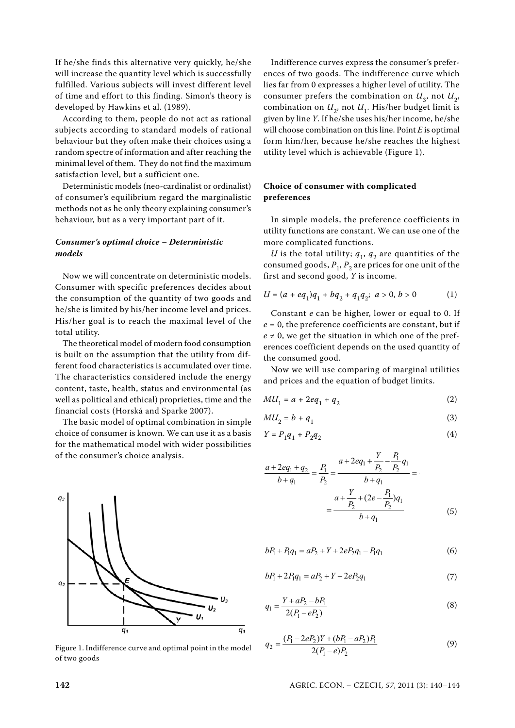If he/she finds this alternative very quickly, he/she will increase the quantity level which is successfully fulfilled. Various subjects will invest different level of time and effort to this finding. Simon's theory is developed by Hawkins et al. (1989).

According to them, people do not act as rational subjects according to standard models of rational behaviour but they often make their choices using a random spectre of information and after reaching the minimal level of them. They do not find the maximum satisfaction level, but a sufficient one.

Deterministic models (neo-cardinalist or ordinalist) of consumer's equilibrium regard the marginalistic methods not as he only theory explaining consumer's behaviour, but as a very important part of it.

### *Consumer's optimal choice – Deterministic models*

Now we will concentrate on deterministic models. Consumer with specific preferences decides about the consumption of the quantity of two goods and he/she is limited by his/her income level and prices. His/her goal is to reach the maximal level of the total utility.

The theoretical model of modern food consumption is built on the assumption that the utility from different food characteristics is accumulated over time. The characteristics considered include the energy content, taste, health, status and environmental (as well as political and ethical) proprieties, time and the financial costs (Horská and Sparke 2007).

The basic model of optimal combination in simple choice of consumer is known. We can use it as a basis for the mathematical model with wider possibilities of the consumer's choice analysis.

Figure 1. Indifference curve and optimal point in the model of two goods

Indifference curves express the consumer's preferences of two goods. The indifference curve which lies far from 0 expresses a higher level of utility. The consumer prefers the combination on $U_3$, not $U_2$, combination on $U_2$, not $U_1$. His/her budget limit is given by line $Y$. If he/she uses his/her income, he/she will choose combination on this line. Point $E$ is optimal form him/her, because he/she reaches the highest utility level which is achievable (Figure 1).

### **Choice of consumer with complicated preferences**

In simple models, the preference coefficients in utility functions are constant. We can use one of the more complicated functions.

$U$ is the total utility; $q_1$, $q_2$ are quantities of the consumed goods, $P_1$, $P_2$ are prices for one unit of the first and second good, $Y$ is income.

$$U = (a + eq_1)q_1 + bq_2 + q_1q_2; \; a > 0, b > 0 \tag{1}$$

Constant $e$ can be higher, lower or equal to 0. If $e = 0$, the preference coefficients are constant, but if $e \neq 0$, we get the situation in which one of the preferences coefficient depends on the used quantity of the consumed good.

Now we will use comparing of marginal utilities and prices and the equation of budget limits.

$$MU_1 = a + 2eq_1 + q_2 \tag{2}$$

$$MU_2 = b + q_1 \tag{3}$$

$$Y = P_1q_1 + P_2q_2 \tag{4}$$

$$\frac{a + 2eq_1 + q_2}{b + q_1} = \frac{P_1}{P_2} = \frac{a + 2eq_1 + \frac{Y}{P_2} - \frac{P_1}{P_2}q_1}{b + q_1} = \frac{a + \frac{Y}{P_2} + (2e - \frac{P_1}{P_2})q_1}{b + q_1} \tag{5}$$

$$bP_1 + P_1q_1 = aP_2 + Y + 2eP_2q_1 - P_1q_1 \tag{6}$$

$$bP_1 + 2P_1q_1 = aP_2 + Y + 2eP_2q_1 \tag{7}$$

$$q_1 = \frac{Y + aP_2 - bP_1}{2(P_1 - eP_2)} \tag{8}$$

$$q_2 = \frac{(P_1 - 2eP_2)Y + (bP_1 - aP_2)P_1}{2(P_1 - e)P_2} \tag{9}$$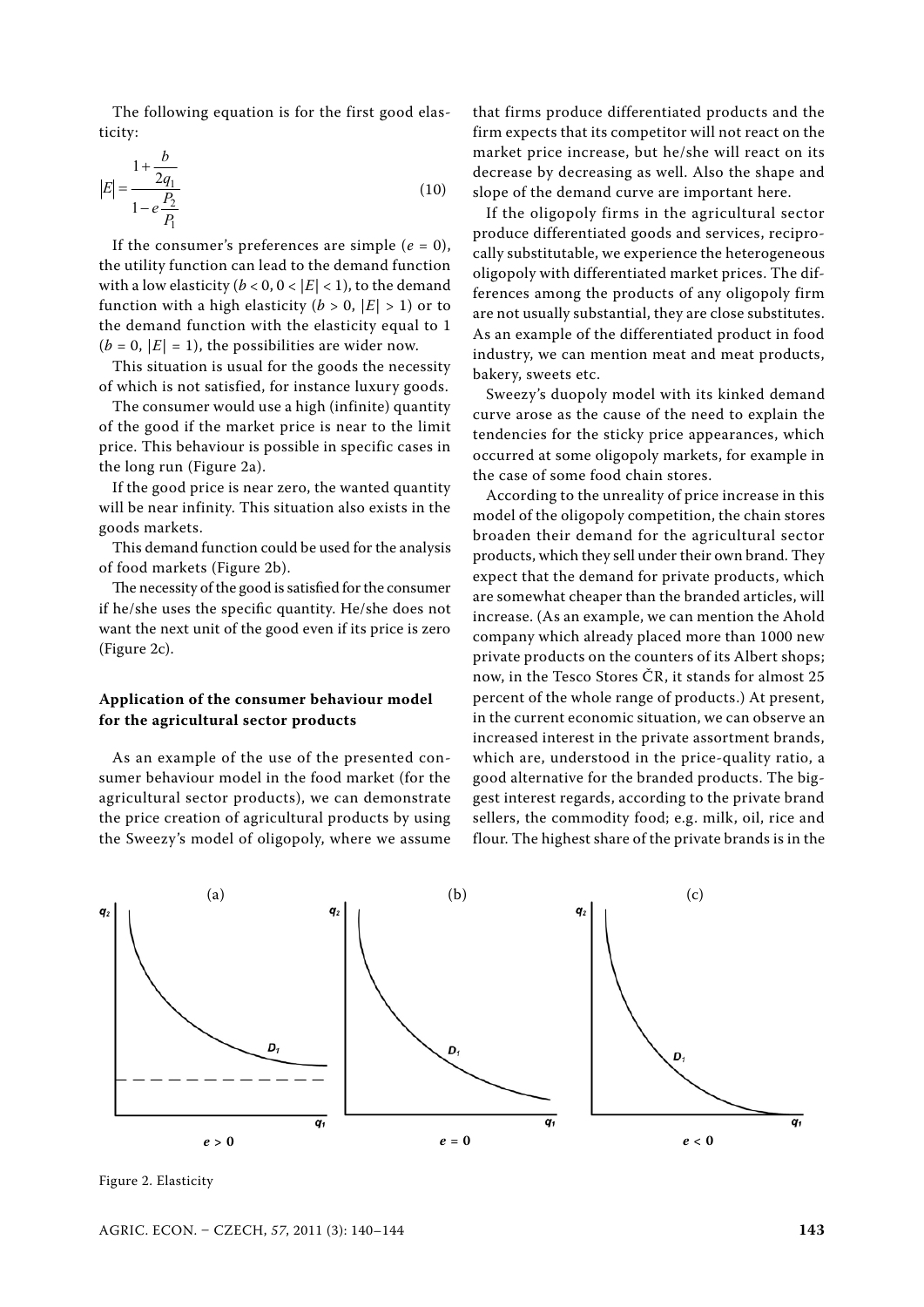The following equation is for the first good elasticity:

$$|E| = \frac{1 + \dfrac{b}{2q_1}}{1 - e\dfrac{P_2}{P_1}} \tag{10}$$

If the consumer's preferences are simple ($e = 0$), the utility function can lead to the demand function with a low elasticity ($b < 0$, $0 < |E| < 1$), to the demand function with a high elasticity ($b > 0$, $|E| > 1$) or to the demand function with the elasticity equal to 1 ($b = 0$, $|E| = 1$), the possibilities are wider now.

This situation is usual for the goods the necessity of which is not satisfied, for instance luxury goods.

The consumer would use a high (infinite) quantity of the good if the market price is near to the limit price. This behaviour is possible in specific cases in the long run (Figure 2a).

If the good price is near zero, the wanted quantity will be near infinity. This situation also exists in the goods markets.

This demand function could be used for the analysis of food markets (Figure 2b).

The necessity of the good is satisfied for the consumer if he/she uses the specific quantity. He/she does not want the next unit of the good even if its price is zero (Figure 2c).

### Application of the consumer behaviour model for the agricultural sector products

As an example of the use of the presented consumer behaviour model in the food market (for the agricultural sector products), we can demonstrate the price creation of agricultural products by using the Sweezy's model of oligopoly, where we assume that firms produce differentiated products and the firm expects that its competitor will not react on the market price increase, but he/she will react on its decrease by decreasing as well. Also the shape and slope of the demand curve are important here.

If the oligopoly firms in the agricultural sector produce differentiated goods and services, reciprocally substitutable, we experience the heterogeneous oligopoly with differentiated market prices. The differences among the products of any oligopoly firm are not usually substantial, they are close substitutes. As an example of the differentiated product in food industry, we can mention meat and meat products, bakery, sweets etc.

Sweezy's duopoly model with its kinked demand curve arose as the cause of the need to explain the tendencies for the sticky price appearances, which occurred at some oligopoly markets, for example in the case of some food chain stores.

According to the unreality of price increase in this model of the oligopoly competition, the chain stores broaden their demand for the agricultural sector products, which they sell under their own brand. They expect that the demand for private products, which are somewhat cheaper than the branded articles, will increase. (As an example, we can mention the Ahold company which already placed more than 1000 new private products on the counters of its Albert shops; now, in the Tesco Stores ČR, it stands for almost 25 percent of the whole range of products.) At present, in the current economic situation, we can observe an increased interest in the private assortment brands, which are, understood in the price-quality ratio, a good alternative for the branded products. The biggest interest regards, according to the private brand sellers, the commodity food; e.g. milk, oil, rice and flour. The highest share of the private brands is in the

Figure 2. Elasticity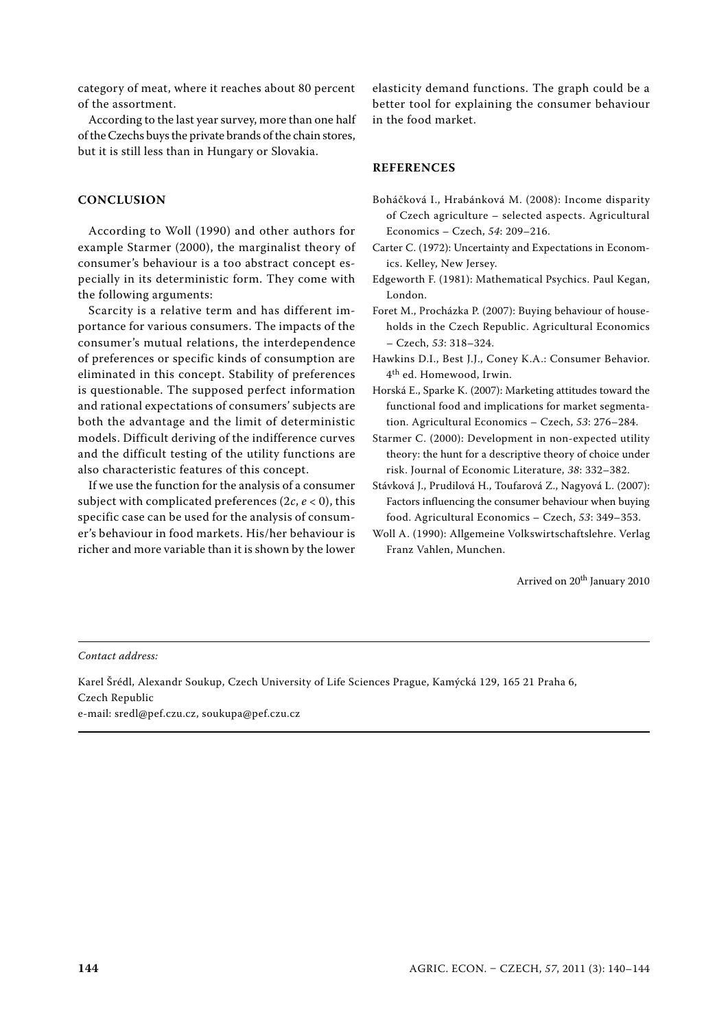category of meat, where it reaches about 80 percent of the assortment.

According to the last year survey, more than one half of the Czechs buys the private brands of the chain stores, but it is still less than in Hungary or Slovakia.

## CONCLUSION

According to Woll (1990) and other authors for example Starmer (2000), the marginalist theory of consumer's behaviour is a too abstract concept especially in its deterministic form. They come with the following arguments:

Scarcity is a relative term and has different importance for various consumers. The impacts of the consumer's mutual relations, the interdependence of preferences or specific kinds of consumption are eliminated in this concept. Stability of preferences is questionable. The supposed perfect information and rational expectations of consumers' subjects are both the advantage and the limit of deterministic models. Difficult deriving of the indifference curves and the difficult testing of the utility functions are also characteristic features of this concept.

If we use the function for the analysis of a consumer subject with complicated preferences ($2c$, $e < 0$), this specific case can be used for the analysis of consumer's behaviour in food markets. His/her behaviour is richer and more variable than it is shown by the lower elasticity demand functions. The graph could be a better tool for explaining the consumer behaviour in the food market.

## REFERENCES

Boháčková I., Hrabánková M. (2008): Income disparity of Czech agriculture – selected aspects. Agricultural Economics – Czech, *54*: 209–216.

Carter C. (1972): Uncertainty and Expectations in Economics. Kelley, New Jersey.

Edgeworth F. (1981): Mathematical Psychics. Paul Kegan, London.

Foret M., Procházka P. (2007): Buying behaviour of households in the Czech Republic. Agricultural Economics – Czech, *53*: 318–324.

Hawkins D.I., Best J.J., Coney K.A.: Consumer Behavior. 4th ed. Homewood, Irwin.

Horská E., Sparke K. (2007): Marketing attitudes toward the functional food and implications for market segmentation. Agricultural Economics – Czech, *53*: 276–284.

Starmer C. (2000): Development in non-expected utility theory: the hunt for a descriptive theory of choice under risk. Journal of Economic Literature, *38*: 332–382.

Stávková J., Prudilová H., Toufarová Z., Nagyová L. (2007): Factors influencing the consumer behaviour when buying food. Agricultural Economics – Czech, *53*: 349–353.

Woll A. (1990): Allgemeine Volkswirtschaftslehre. Verlag Franz Vahlen, Munchen.

Arrived on 20th January 2010

*Contact address:*

Karel Šrédl, Alexandr Soukup, Czech University of Life Sciences Prague, Kamýcká 129, 165 21 Praha 6, Czech Republic
e-mail: sredl@pef.czu.cz, soukupa@pef.czu.cz